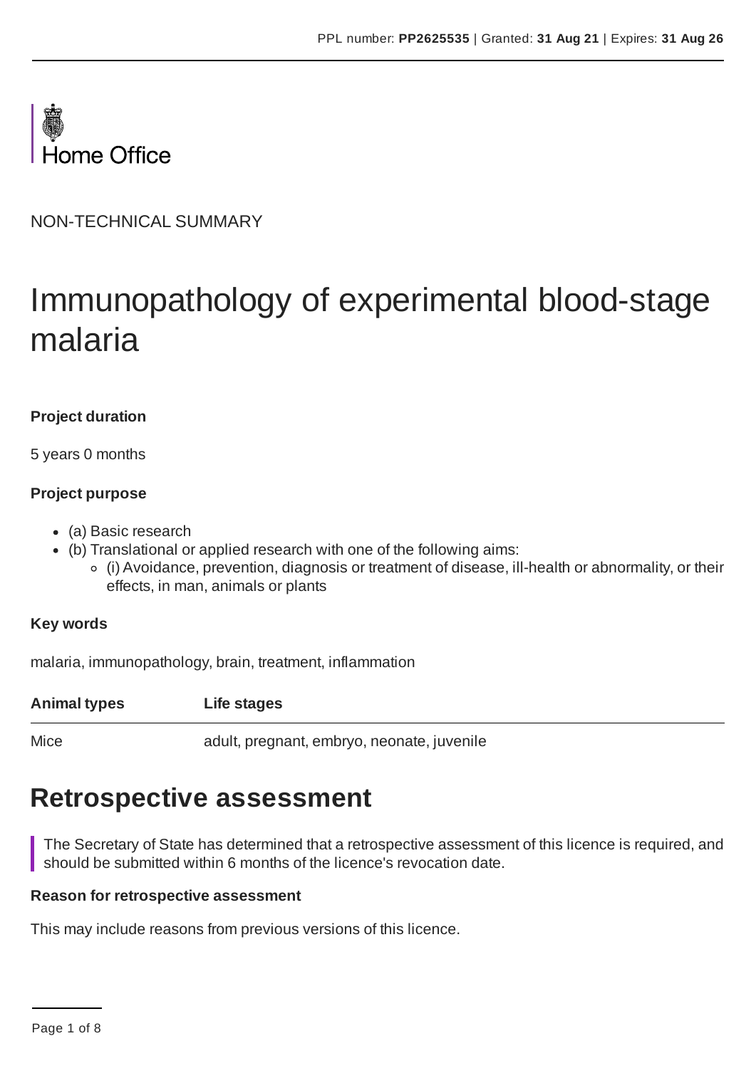Home Office

NON-TECHNICAL SUMMARY

# Immunopathology of experimental blood-stage malaria

**Project duration**

5 years 0 months

**Project purpose**

- (a) Basic research
- (b) Translational or applied research with one of the following aims:
  - (i) Avoidance, prevention, diagnosis or treatment of disease, ill-health or abnormality, or their effects, in man, animals or plants

**Key words**

malaria, immunopathology, brain, treatment, inflammation

| Animal types | Life stages |
| --- | --- |
| Mice | adult, pregnant, embryo, neonate, juvenile |

## Retrospective assessment

The Secretary of State has determined that a retrospective assessment of this licence is required, and should be submitted within 6 months of the licence's revocation date.

**Reason for retrospective assessment**

This may include reasons from previous versions of this licence.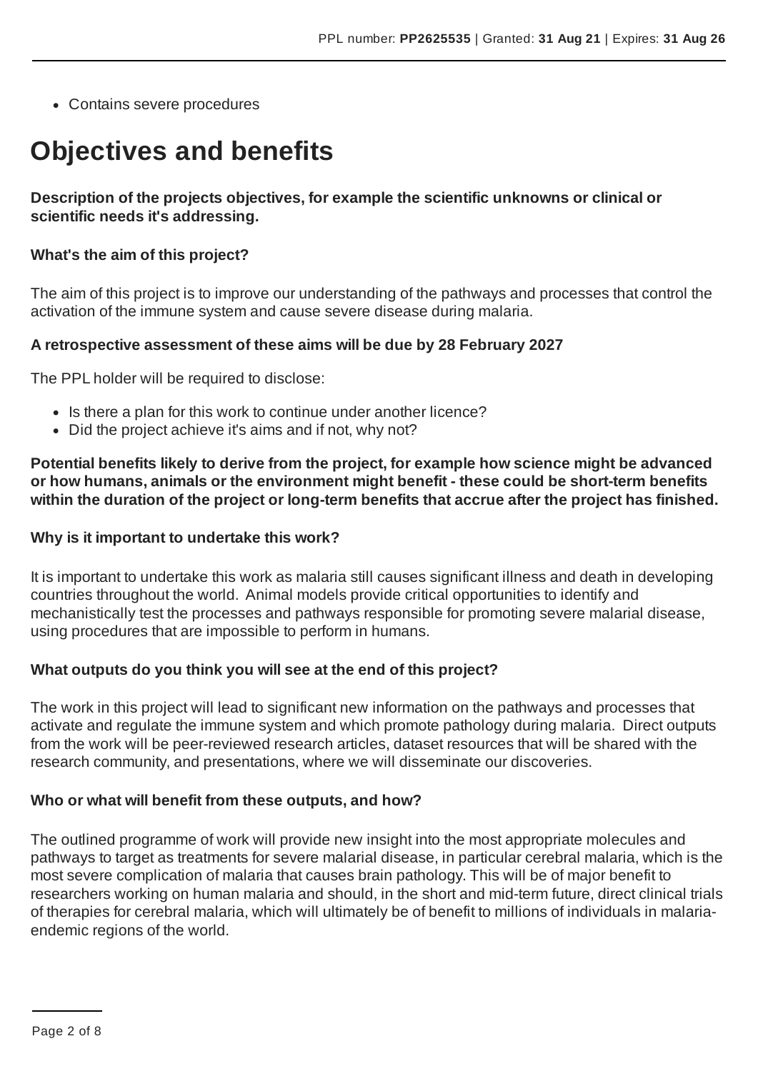- Contains severe procedures

# Objectives and benefits

**Description of the projects objectives, for example the scientific unknowns or clinical or scientific needs it's addressing.**

**What's the aim of this project?**

The aim of this project is to improve our understanding of the pathways and processes that control the activation of the immune system and cause severe disease during malaria.

**A retrospective assessment of these aims will be due by 28 February 2027**

The PPL holder will be required to disclose:

- Is there a plan for this work to continue under another licence?
- Did the project achieve it's aims and if not, why not?

**Potential benefits likely to derive from the project, for example how science might be advanced or how humans, animals or the environment might benefit - these could be short-term benefits within the duration of the project or long-term benefits that accrue after the project has finished.**

**Why is it important to undertake this work?**

It is important to undertake this work as malaria still causes significant illness and death in developing countries throughout the world. Animal models provide critical opportunities to identify and mechanistically test the processes and pathways responsible for promoting severe malarial disease, using procedures that are impossible to perform in humans.

**What outputs do you think you will see at the end of this project?**

The work in this project will lead to significant new information on the pathways and processes that activate and regulate the immune system and which promote pathology during malaria. Direct outputs from the work will be peer-reviewed research articles, dataset resources that will be shared with the research community, and presentations, where we will disseminate our discoveries.

**Who or what will benefit from these outputs, and how?**

The outlined programme of work will provide new insight into the most appropriate molecules and pathways to target as treatments for severe malarial disease, in particular cerebral malaria, which is the most severe complication of malaria that causes brain pathology. This will be of major benefit to researchers working on human malaria and should, in the short and mid-term future, direct clinical trials of therapies for cerebral malaria, which will ultimately be of benefit to millions of individuals in malaria-endemic regions of the world.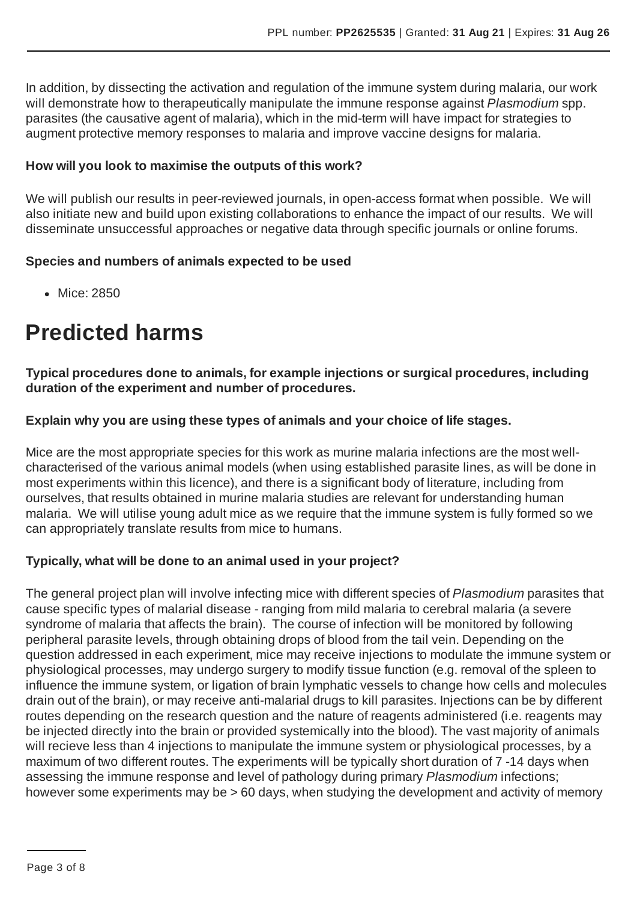In addition, by dissecting the activation and regulation of the immune system during malaria, our work will demonstrate how to therapeutically manipulate the immune response against *Plasmodium* spp. parasites (the causative agent of malaria), which in the mid-term will have impact for strategies to augment protective memory responses to malaria and improve vaccine designs for malaria.

**How will you look to maximise the outputs of this work?**

We will publish our results in peer-reviewed journals, in open-access format when possible. We will also initiate new and build upon existing collaborations to enhance the impact of our results. We will disseminate unsuccessful approaches or negative data through specific journals or online forums.

**Species and numbers of animals expected to be used**

- Mice: 2850

# Predicted harms

**Typical procedures done to animals, for example injections or surgical procedures, including duration of the experiment and number of procedures.**

**Explain why you are using these types of animals and your choice of life stages.**

Mice are the most appropriate species for this work as murine malaria infections are the most well-characterised of the various animal models (when using established parasite lines, as will be done in most experiments within this licence), and there is a significant body of literature, including from ourselves, that results obtained in murine malaria studies are relevant for understanding human malaria. We will utilise young adult mice as we require that the immune system is fully formed so we can appropriately translate results from mice to humans.

**Typically, what will be done to an animal used in your project?**

The general project plan will involve infecting mice with different species of *Plasmodium* parasites that cause specific types of malarial disease - ranging from mild malaria to cerebral malaria (a severe syndrome of malaria that affects the brain). The course of infection will be monitored by following peripheral parasite levels, through obtaining drops of blood from the tail vein. Depending on the question addressed in each experiment, mice may receive injections to modulate the immune system or physiological processes, may undergo surgery to modify tissue function (e.g. removal of the spleen to influence the immune system, or ligation of brain lymphatic vessels to change how cells and molecules drain out of the brain), or may receive anti-malarial drugs to kill parasites. Injections can be by different routes depending on the research question and the nature of reagents administered (i.e. reagents may be injected directly into the brain or provided systemically into the blood). The vast majority of animals will recieve less than 4 injections to manipulate the immune system or physiological processes, by a maximum of two different routes. The experiments will be typically short duration of 7 -14 days when assessing the immune response and level of pathology during primary *Plasmodium* infections; however some experiments may be > 60 days, when studying the development and activity of memory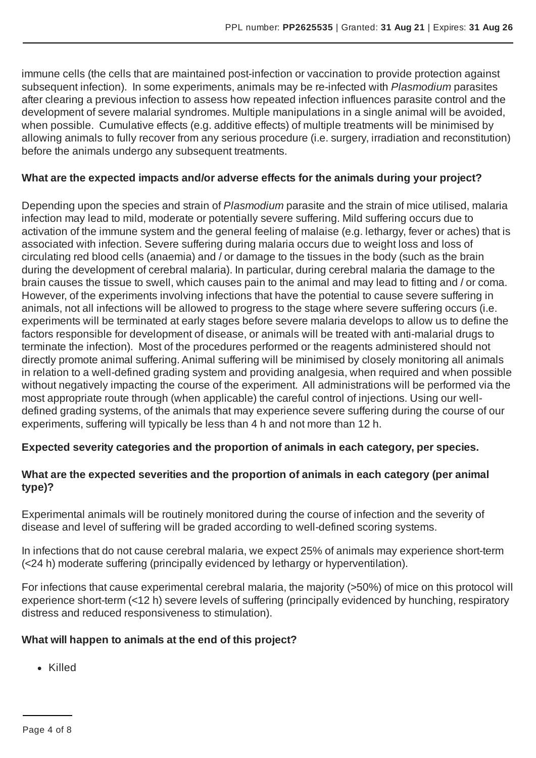immune cells (the cells that are maintained post-infection or vaccination to provide protection against subsequent infection). In some experiments, animals may be re-infected with *Plasmodium* parasites after clearing a previous infection to assess how repeated infection influences parasite control and the development of severe malarial syndromes. Multiple manipulations in a single animal will be avoided, when possible. Cumulative effects (e.g. additive effects) of multiple treatments will be minimised by allowing animals to fully recover from any serious procedure (i.e. surgery, irradiation and reconstitution) before the animals undergo any subsequent treatments.

**What are the expected impacts and/or adverse effects for the animals during your project?**

Depending upon the species and strain of *Plasmodium* parasite and the strain of mice utilised, malaria infection may lead to mild, moderate or potentially severe suffering. Mild suffering occurs due to activation of the immune system and the general feeling of malaise (e.g. lethargy, fever or aches) that is associated with infection. Severe suffering during malaria occurs due to weight loss and loss of circulating red blood cells (anaemia) and / or damage to the tissues in the body (such as the brain during the development of cerebral malaria). In particular, during cerebral malaria the damage to the brain causes the tissue to swell, which causes pain to the animal and may lead to fitting and / or coma. However, of the experiments involving infections that have the potential to cause severe suffering in animals, not all infections will be allowed to progress to the stage where severe suffering occurs (i.e. experiments will be terminated at early stages before severe malaria develops to allow us to define the factors responsible for development of disease, or animals will be treated with anti-malarial drugs to terminate the infection). Most of the procedures performed or the reagents administered should not directly promote animal suffering. Animal suffering will be minimised by closely monitoring all animals in relation to a well-defined grading system and providing analgesia, when required and when possible without negatively impacting the course of the experiment. All administrations will be performed via the most appropriate route through (when applicable) the careful control of injections. Using our well-defined grading systems, of the animals that may experience severe suffering during the course of our experiments, suffering will typically be less than 4 h and not more than 12 h.

**Expected severity categories and the proportion of animals in each category, per species.**

**What are the expected severities and the proportion of animals in each category (per animal type)?**

Experimental animals will be routinely monitored during the course of infection and the severity of disease and level of suffering will be graded according to well-defined scoring systems.

In infections that do not cause cerebral malaria, we expect 25% of animals may experience short-term (<24 h) moderate suffering (principally evidenced by lethargy or hyperventilation).

For infections that cause experimental cerebral malaria, the majority (>50%) of mice on this protocol will experience short-term (<12 h) severe levels of suffering (principally evidenced by hunching, respiratory distress and reduced responsiveness to stimulation).

**What will happen to animals at the end of this project?**

- Killed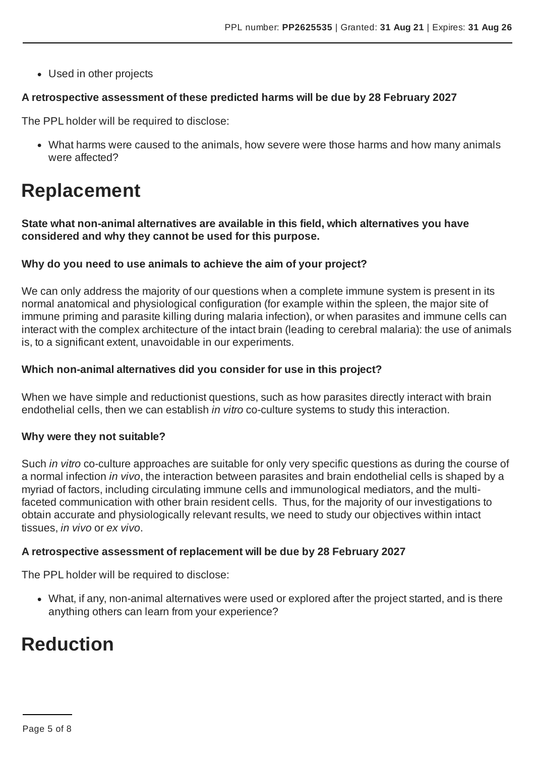- Used in other projects

**A retrospective assessment of these predicted harms will be due by 28 February 2027**

The PPL holder will be required to disclose:

- What harms were caused to the animals, how severe were those harms and how many animals were affected?

# Replacement

**State what non-animal alternatives are available in this field, which alternatives you have considered and why they cannot be used for this purpose.**

**Why do you need to use animals to achieve the aim of your project?**

We can only address the majority of our questions when a complete immune system is present in its normal anatomical and physiological configuration (for example within the spleen, the major site of immune priming and parasite killing during malaria infection), or when parasites and immune cells can interact with the complex architecture of the intact brain (leading to cerebral malaria): the use of animals is, to a significant extent, unavoidable in our experiments.

**Which non-animal alternatives did you consider for use in this project?**

When we have simple and reductionist questions, such as how parasites directly interact with brain endothelial cells, then we can establish *in vitro* co-culture systems to study this interaction.

**Why were they not suitable?**

Such *in vitro* co-culture approaches are suitable for only very specific questions as during the course of a normal infection *in vivo*, the interaction between parasites and brain endothelial cells is shaped by a myriad of factors, including circulating immune cells and immunological mediators, and the multi-faceted communication with other brain resident cells. Thus, for the majority of our investigations to obtain accurate and physiologically relevant results, we need to study our objectives within intact tissues, *in vivo* or *ex vivo*.

**A retrospective assessment of replacement will be due by 28 February 2027**

The PPL holder will be required to disclose:

- What, if any, non-animal alternatives were used or explored after the project started, and is there anything others can learn from your experience?

# Reduction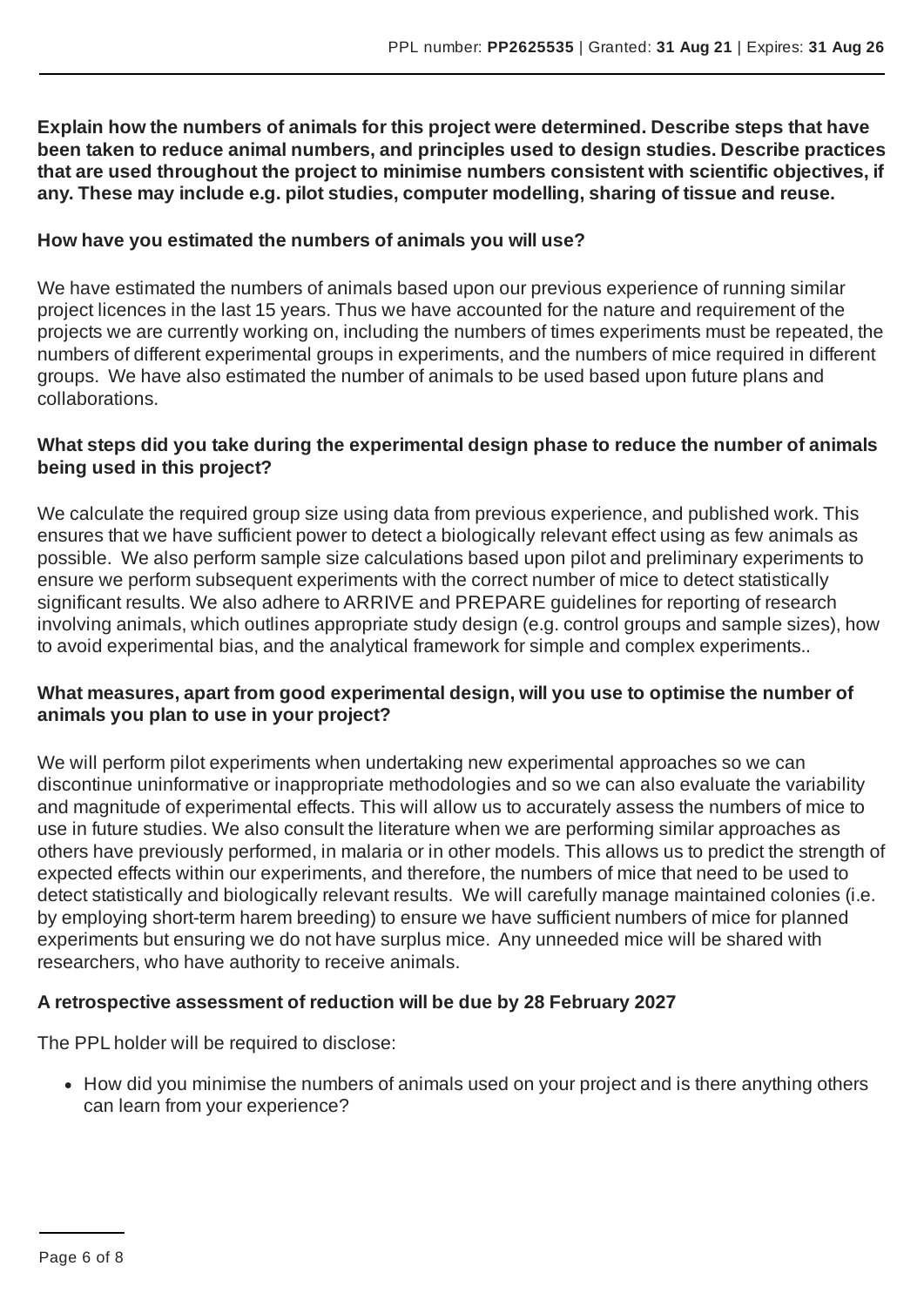**Explain how the numbers of animals for this project were determined. Describe steps that have been taken to reduce animal numbers, and principles used to design studies. Describe practices that are used throughout the project to minimise numbers consistent with scientific objectives, if any. These may include e.g. pilot studies, computer modelling, sharing of tissue and reuse.**

**How have you estimated the numbers of animals you will use?**

We have estimated the numbers of animals based upon our previous experience of running similar project licences in the last 15 years. Thus we have accounted for the nature and requirement of the projects we are currently working on, including the numbers of times experiments must be repeated, the numbers of different experimental groups in experiments, and the numbers of mice required in different groups. We have also estimated the number of animals to be used based upon future plans and collaborations.

**What steps did you take during the experimental design phase to reduce the number of animals being used in this project?**

We calculate the required group size using data from previous experience, and published work. This ensures that we have sufficient power to detect a biologically relevant effect using as few animals as possible. We also perform sample size calculations based upon pilot and preliminary experiments to ensure we perform subsequent experiments with the correct number of mice to detect statistically significant results. We also adhere to ARRIVE and PREPARE guidelines for reporting of research involving animals, which outlines appropriate study design (e.g. control groups and sample sizes), how to avoid experimental bias, and the analytical framework for simple and complex experiments..

**What measures, apart from good experimental design, will you use to optimise the number of animals you plan to use in your project?**

We will perform pilot experiments when undertaking new experimental approaches so we can discontinue uninformative or inappropriate methodologies and so we can also evaluate the variability and magnitude of experimental effects. This will allow us to accurately assess the numbers of mice to use in future studies. We also consult the literature when we are performing similar approaches as others have previously performed, in malaria or in other models. This allows us to predict the strength of expected effects within our experiments, and therefore, the numbers of mice that need to be used to detect statistically and biologically relevant results. We will carefully manage maintained colonies (i.e. by employing short-term harem breeding) to ensure we have sufficient numbers of mice for planned experiments but ensuring we do not have surplus mice. Any unneeded mice will be shared with researchers, who have authority to receive animals.

**A retrospective assessment of reduction will be due by 28 February 2027**

The PPL holder will be required to disclose:

- How did you minimise the numbers of animals used on your project and is there anything others can learn from your experience?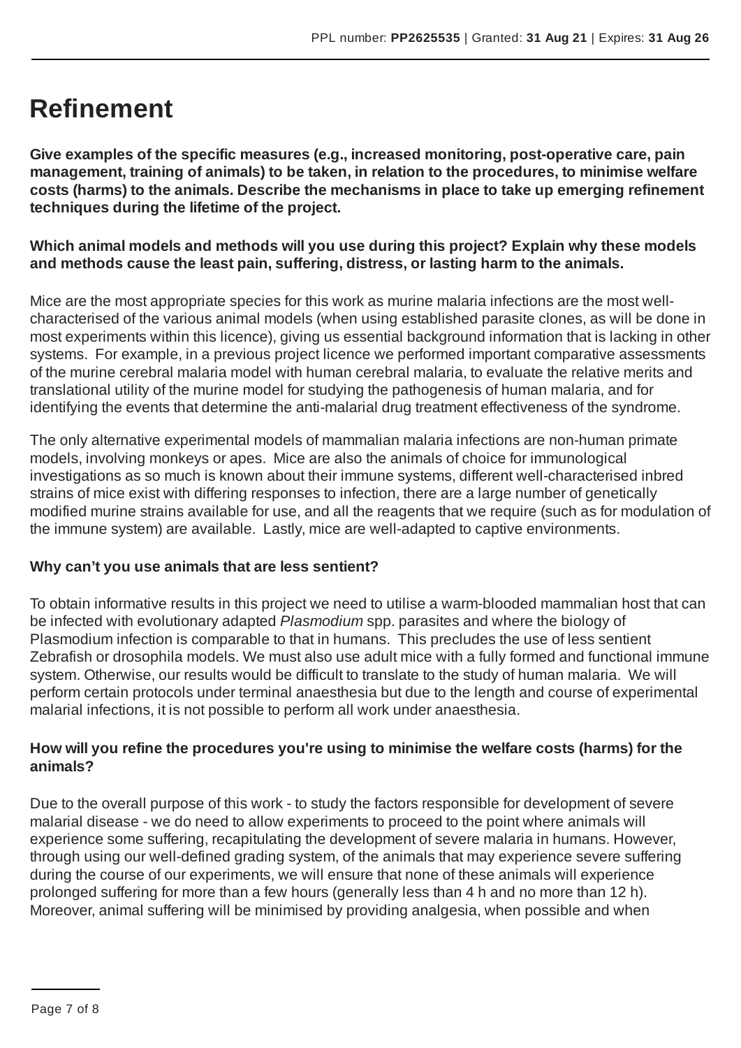# Refinement

**Give examples of the specific measures (e.g., increased monitoring, post-operative care, pain management, training of animals) to be taken, in relation to the procedures, to minimise welfare costs (harms) to the animals. Describe the mechanisms in place to take up emerging refinement techniques during the lifetime of the project.**

**Which animal models and methods will you use during this project? Explain why these models and methods cause the least pain, suffering, distress, or lasting harm to the animals.**

Mice are the most appropriate species for this work as murine malaria infections are the most well-characterised of the various animal models (when using established parasite clones, as will be done in most experiments within this licence), giving us essential background information that is lacking in other systems. For example, in a previous project licence we performed important comparative assessments of the murine cerebral malaria model with human cerebral malaria, to evaluate the relative merits and translational utility of the murine model for studying the pathogenesis of human malaria, and for identifying the events that determine the anti-malarial drug treatment effectiveness of the syndrome.

The only alternative experimental models of mammalian malaria infections are non-human primate models, involving monkeys or apes. Mice are also the animals of choice for immunological investigations as so much is known about their immune systems, different well-characterised inbred strains of mice exist with differing responses to infection, there are a large number of genetically modified murine strains available for use, and all the reagents that we require (such as for modulation of the immune system) are available. Lastly, mice are well-adapted to captive environments.

**Why can't you use animals that are less sentient?**

To obtain informative results in this project we need to utilise a warm-blooded mammalian host that can be infected with evolutionary adapted *Plasmodium* spp. parasites and where the biology of Plasmodium infection is comparable to that in humans. This precludes the use of less sentient Zebrafish or drosophila models. We must also use adult mice with a fully formed and functional immune system. Otherwise, our results would be difficult to translate to the study of human malaria. We will perform certain protocols under terminal anaesthesia but due to the length and course of experimental malarial infections, it is not possible to perform all work under anaesthesia.

**How will you refine the procedures you're using to minimise the welfare costs (harms) for the animals?**

Due to the overall purpose of this work - to study the factors responsible for development of severe malarial disease - we do need to allow experiments to proceed to the point where animals will experience some suffering, recapitulating the development of severe malaria in humans. However, through using our well-defined grading system, of the animals that may experience severe suffering during the course of our experiments, we will ensure that none of these animals will experience prolonged suffering for more than a few hours (generally less than 4 h and no more than 12 h). Moreover, animal suffering will be minimised by providing analgesia, when possible and when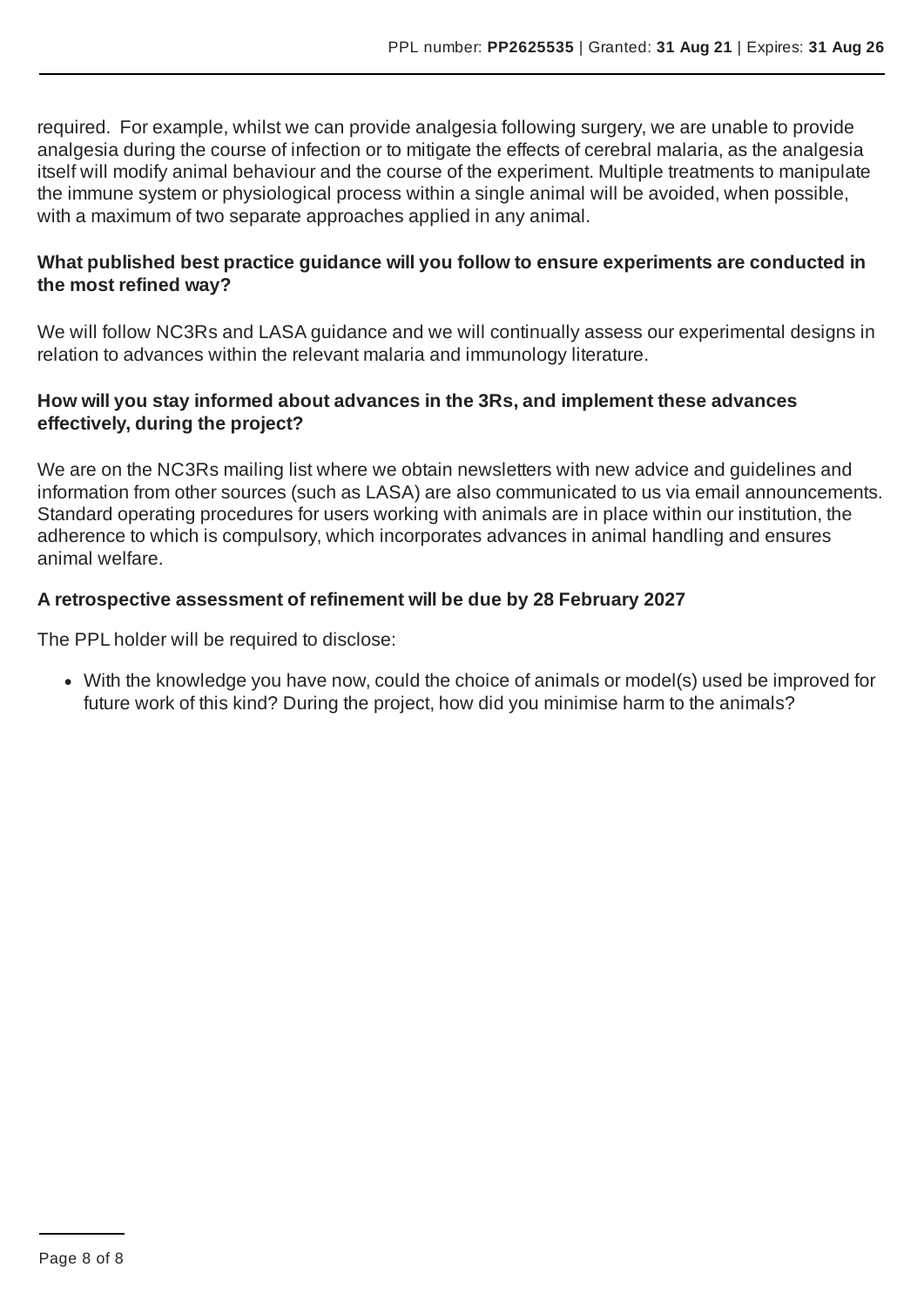required. For example, whilst we can provide analgesia following surgery, we are unable to provide analgesia during the course of infection or to mitigate the effects of cerebral malaria, as the analgesia itself will modify animal behaviour and the course of the experiment. Multiple treatments to manipulate the immune system or physiological process within a single animal will be avoided, when possible, with a maximum of two separate approaches applied in any animal.

**What published best practice guidance will you follow to ensure experiments are conducted in the most refined way?**

We will follow NC3Rs and LASA guidance and we will continually assess our experimental designs in relation to advances within the relevant malaria and immunology literature.

**How will you stay informed about advances in the 3Rs, and implement these advances effectively, during the project?**

We are on the NC3Rs mailing list where we obtain newsletters with new advice and guidelines and information from other sources (such as LASA) are also communicated to us via email announcements. Standard operating procedures for users working with animals are in place within our institution, the adherence to which is compulsory, which incorporates advances in animal handling and ensures animal welfare.

**A retrospective assessment of refinement will be due by 28 February 2027**

The PPL holder will be required to disclose:

- With the knowledge you have now, could the choice of animals or model(s) used be improved for future work of this kind? During the project, how did you minimise harm to the animals?